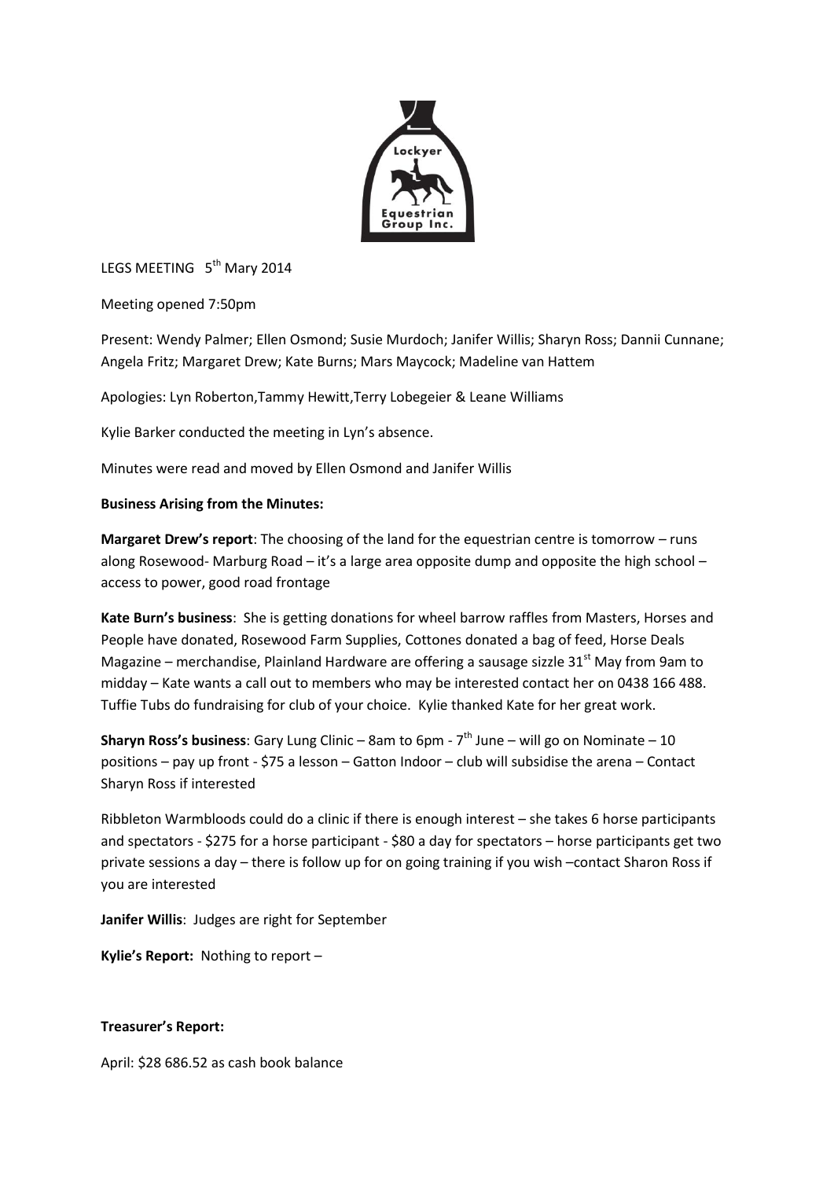LEGS MEETING 5th Mary 2014

Meeting opened 7:50pm

Present: Wendy Palmer; Ellen Osmond; Susie Murdoch; Janifer Willis; Sharyn Ross; Dannii Cunnane; Angela Fritz; Margaret Drew; Kate Burns; Mars Maycock; Madeline van Hattem

Apologies: Lyn Roberton,Tammy Hewitt,Terry Lobegeier & Leane Williams

Kylie Barker conducted the meeting in Lyn's absence.

Minutes were read and moved by Ellen Osmond and Janifer Willis

**Business Arising from the Minutes:**

**Margaret Drew's report**: The choosing of the land for the equestrian centre is tomorrow – runs along Rosewood- Marburg Road – it's a large area opposite dump and opposite the high school – access to power, good road frontage

**Kate Burn's business**: She is getting donations for wheel barrow raffles from Masters, Horses and People have donated, Rosewood Farm Supplies, Cottones donated a bag of feed, Horse Deals Magazine – merchandise, Plainland Hardware are offering a sausage sizzle 31st May from 9am to midday – Kate wants a call out to members who may be interested contact her on 0438 166 488. Tuffie Tubs do fundraising for club of your choice. Kylie thanked Kate for her great work.

**Sharyn Ross's business**: Gary Lung Clinic – 8am to 6pm - 7th June – will go on Nominate – 10 positions – pay up front - $75 a lesson – Gatton Indoor – club will subsidise the arena – Contact Sharyn Ross if interested

Ribbleton Warmbloods could do a clinic if there is enough interest – she takes 6 horse participants and spectators - $275 for a horse participant - $80 a day for spectators – horse participants get two private sessions a day – there is follow up for on going training if you wish –contact Sharon Ross if you are interested

**Janifer Willis**: Judges are right for September

**Kylie's Report:** Nothing to report –

**Treasurer's Report:**

April: $28 686.52 as cash book balance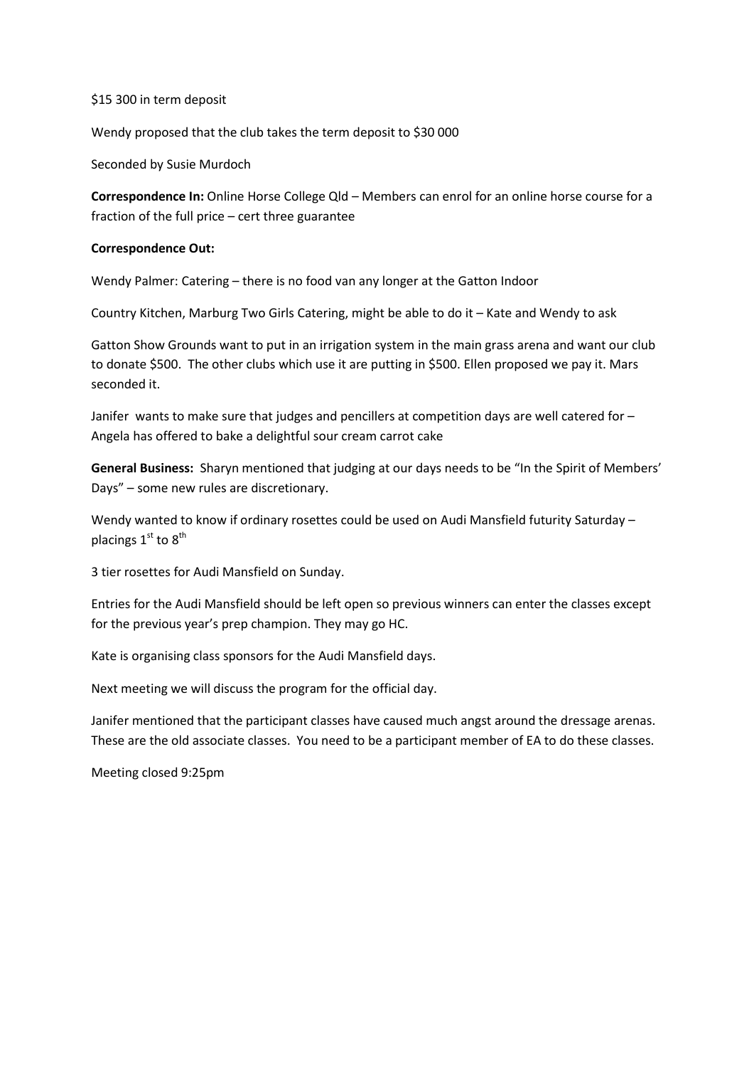$15 300 in term deposit

Wendy proposed that the club takes the term deposit to $30 000

Seconded by Susie Murdoch

**Correspondence In:** Online Horse College Qld – Members can enrol for an online horse course for a fraction of the full price – cert three guarantee

**Correspondence Out:**

Wendy Palmer: Catering – there is no food van any longer at the Gatton Indoor

Country Kitchen, Marburg Two Girls Catering, might be able to do it – Kate and Wendy to ask

Gatton Show Grounds want to put in an irrigation system in the main grass arena and want our club to donate $500. The other clubs which use it are putting in $500. Ellen proposed we pay it. Mars seconded it.

Janifer wants to make sure that judges and pencillers at competition days are well catered for – Angela has offered to bake a delightful sour cream carrot cake

**General Business:** Sharyn mentioned that judging at our days needs to be "In the Spirit of Members' Days" – some new rules are discretionary.

Wendy wanted to know if ordinary rosettes could be used on Audi Mansfield futurity Saturday – placings 1st to 8th

3 tier rosettes for Audi Mansfield on Sunday.

Entries for the Audi Mansfield should be left open so previous winners can enter the classes except for the previous year's prep champion. They may go HC.

Kate is organising class sponsors for the Audi Mansfield days.

Next meeting we will discuss the program for the official day.

Janifer mentioned that the participant classes have caused much angst around the dressage arenas. These are the old associate classes. You need to be a participant member of EA to do these classes.

Meeting closed 9:25pm